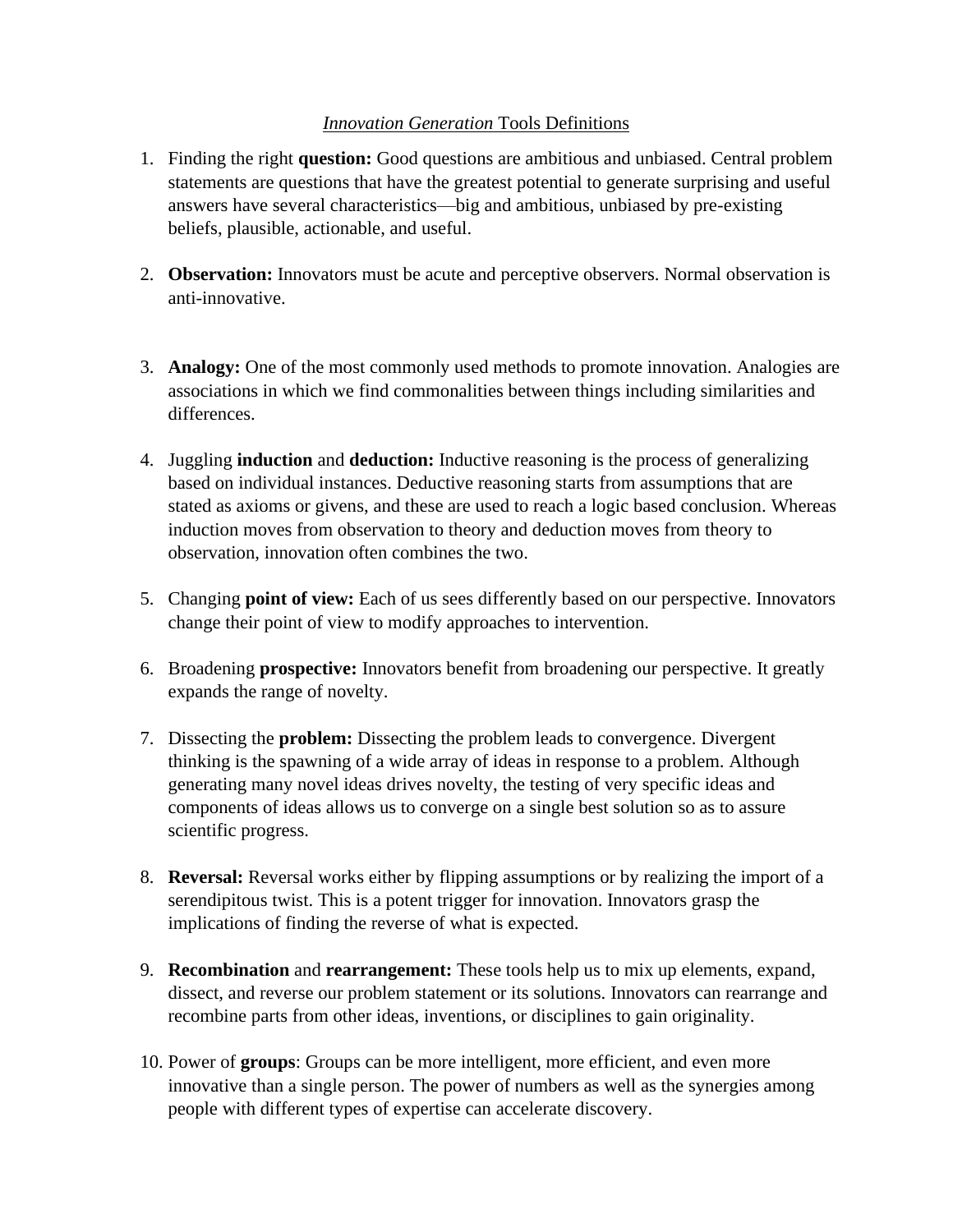# *Innovation Generation* Tools Definitions

1. Finding the right **question:** Good questions are ambitious and unbiased. Central problem statements are questions that have the greatest potential to generate surprising and useful answers have several characteristics—big and ambitious, unbiased by pre-existing beliefs, plausible, actionable, and useful.

2. **Observation:** Innovators must be acute and perceptive observers. Normal observation is anti-innovative.

3. **Analogy:** One of the most commonly used methods to promote innovation. Analogies are associations in which we find commonalities between things including similarities and differences.

4. Juggling **induction** and **deduction:** Inductive reasoning is the process of generalizing based on individual instances. Deductive reasoning starts from assumptions that are stated as axioms or givens, and these are used to reach a logic based conclusion. Whereas induction moves from observation to theory and deduction moves from theory to observation, innovation often combines the two.

5. Changing **point of view:** Each of us sees differently based on our perspective. Innovators change their point of view to modify approaches to intervention.

6. Broadening **prospective:** Innovators benefit from broadening our perspective. It greatly expands the range of novelty.

7. Dissecting the **problem:** Dissecting the problem leads to convergence. Divergent thinking is the spawning of a wide array of ideas in response to a problem. Although generating many novel ideas drives novelty, the testing of very specific ideas and components of ideas allows us to converge on a single best solution so as to assure scientific progress.

8. **Reversal:** Reversal works either by flipping assumptions or by realizing the import of a serendipitous twist. This is a potent trigger for innovation. Innovators grasp the implications of finding the reverse of what is expected.

9. **Recombination** and **rearrangement:** These tools help us to mix up elements, expand, dissect, and reverse our problem statement or its solutions. Innovators can rearrange and recombine parts from other ideas, inventions, or disciplines to gain originality.

10. Power of **groups**: Groups can be more intelligent, more efficient, and even more innovative than a single person. The power of numbers as well as the synergies among people with different types of expertise can accelerate discovery.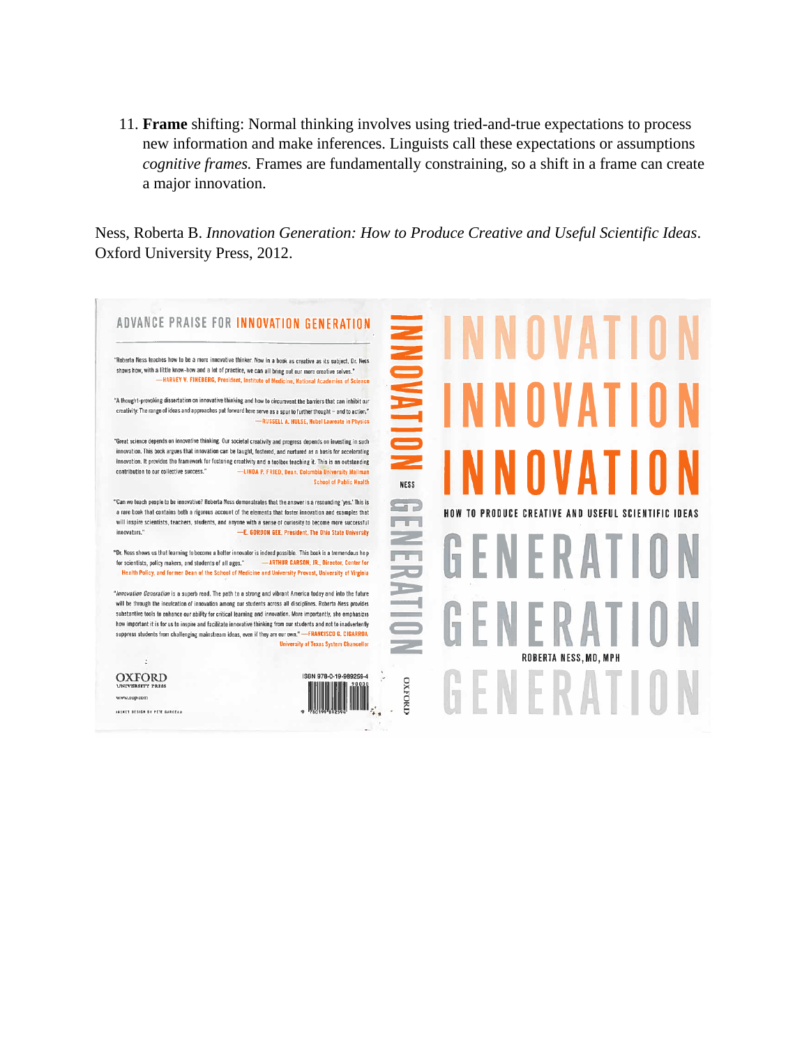11. **Frame** shifting: Normal thinking involves using tried-and-true expectations to process new information and make inferences. Linguists call these expectations or assumptions *cognitive frames.* Frames are fundamentally constraining, so a shift in a frame can create a major innovation.

Ness, Roberta B. *Innovation Generation: How to Produce Creative and Useful Scientific Ideas*. Oxford University Press, 2012.